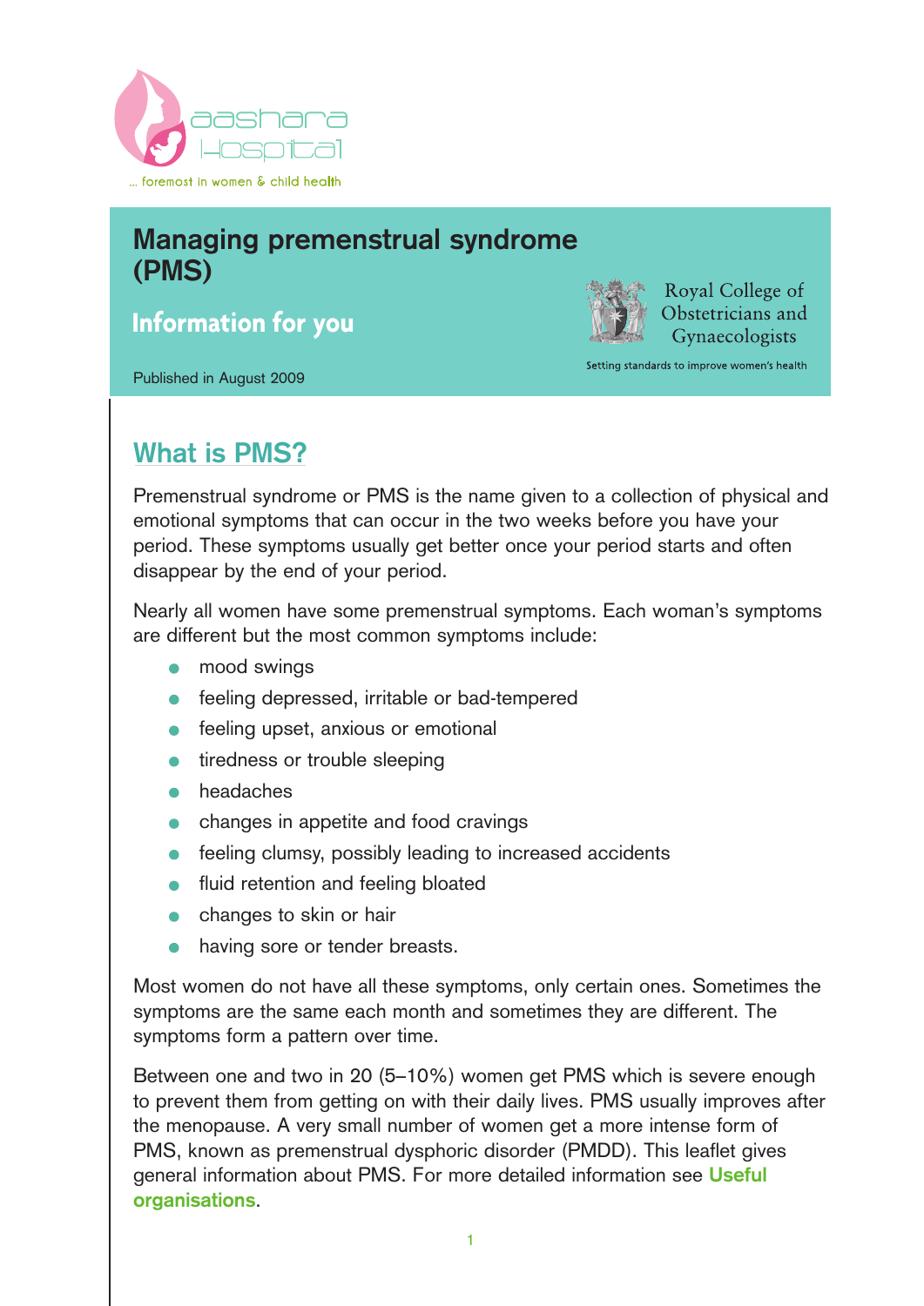aashara Hospital

... foremost in women & child health

# Managing premenstrual syndrome (PMS)

## Information for you

Royal College of Obstetricians and Gynaecologists

Setting standards to improve women's health

Published in August 2009

## What is PMS?

Premenstrual syndrome or PMS is the name given to a collection of physical and emotional symptoms that can occur in the two weeks before you have your period. These symptoms usually get better once your period starts and often disappear by the end of your period.

Nearly all women have some premenstrual symptoms. Each woman's symptoms are different but the most common symptoms include:

- mood swings
- feeling depressed, irritable or bad-tempered
- feeling upset, anxious or emotional
- tiredness or trouble sleeping
- headaches
- changes in appetite and food cravings
- feeling clumsy, possibly leading to increased accidents
- fluid retention and feeling bloated
- changes to skin or hair
- having sore or tender breasts.

Most women do not have all these symptoms, only certain ones. Sometimes the symptoms are the same each month and sometimes they are different. The symptoms form a pattern over time.

Between one and two in 20 (5–10%) women get PMS which is severe enough to prevent them from getting on with their daily lives. PMS usually improves after the menopause. A very small number of women get a more intense form of PMS, known as premenstrual dysphoric disorder (PMDD). This leaflet gives general information about PMS. For more detailed information see **Useful organisations**.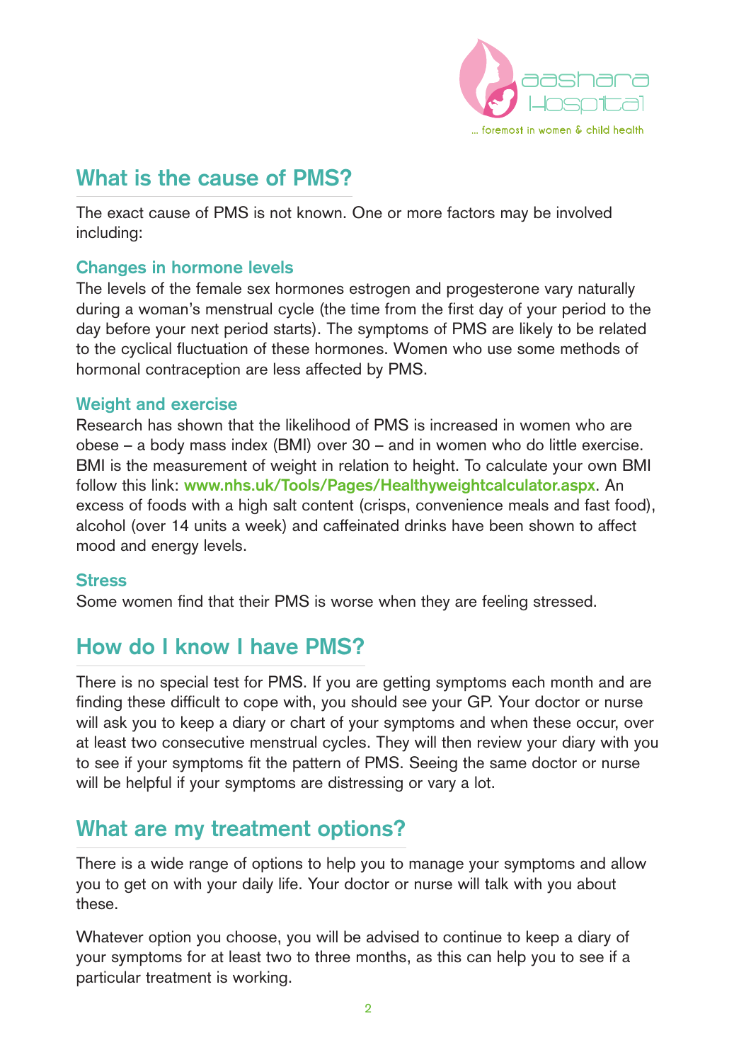## What is the cause of PMS?

The exact cause of PMS is not known. One or more factors may be involved including:

### Changes in hormone levels

The levels of the female sex hormones estrogen and progesterone vary naturally during a woman's menstrual cycle (the time from the first day of your period to the day before your next period starts). The symptoms of PMS are likely to be related to the cyclical fluctuation of these hormones. Women who use some methods of hormonal contraception are less affected by PMS.

### Weight and exercise

Research has shown that the likelihood of PMS is increased in women who are obese – a body mass index (BMI) over 30 – and in women who do little exercise. BMI is the measurement of weight in relation to height. To calculate your own BMI follow this link: **www.nhs.uk/Tools/Pages/Healthyweightcalculator.aspx**. An excess of foods with a high salt content (crisps, convenience meals and fast food), alcohol (over 14 units a week) and caffeinated drinks have been shown to affect mood and energy levels.

### Stress

Some women find that their PMS is worse when they are feeling stressed.

## How do I know I have PMS?

There is no special test for PMS. If you are getting symptoms each month and are finding these difficult to cope with, you should see your GP. Your doctor or nurse will ask you to keep a diary or chart of your symptoms and when these occur, over at least two consecutive menstrual cycles. They will then review your diary with you to see if your symptoms fit the pattern of PMS. Seeing the same doctor or nurse will be helpful if your symptoms are distressing or vary a lot.

## What are my treatment options?

There is a wide range of options to help you to manage your symptoms and allow you to get on with your daily life. Your doctor or nurse will talk with you about these.

Whatever option you choose, you will be advised to continue to keep a diary of your symptoms for at least two to three months, as this can help you to see if a particular treatment is working.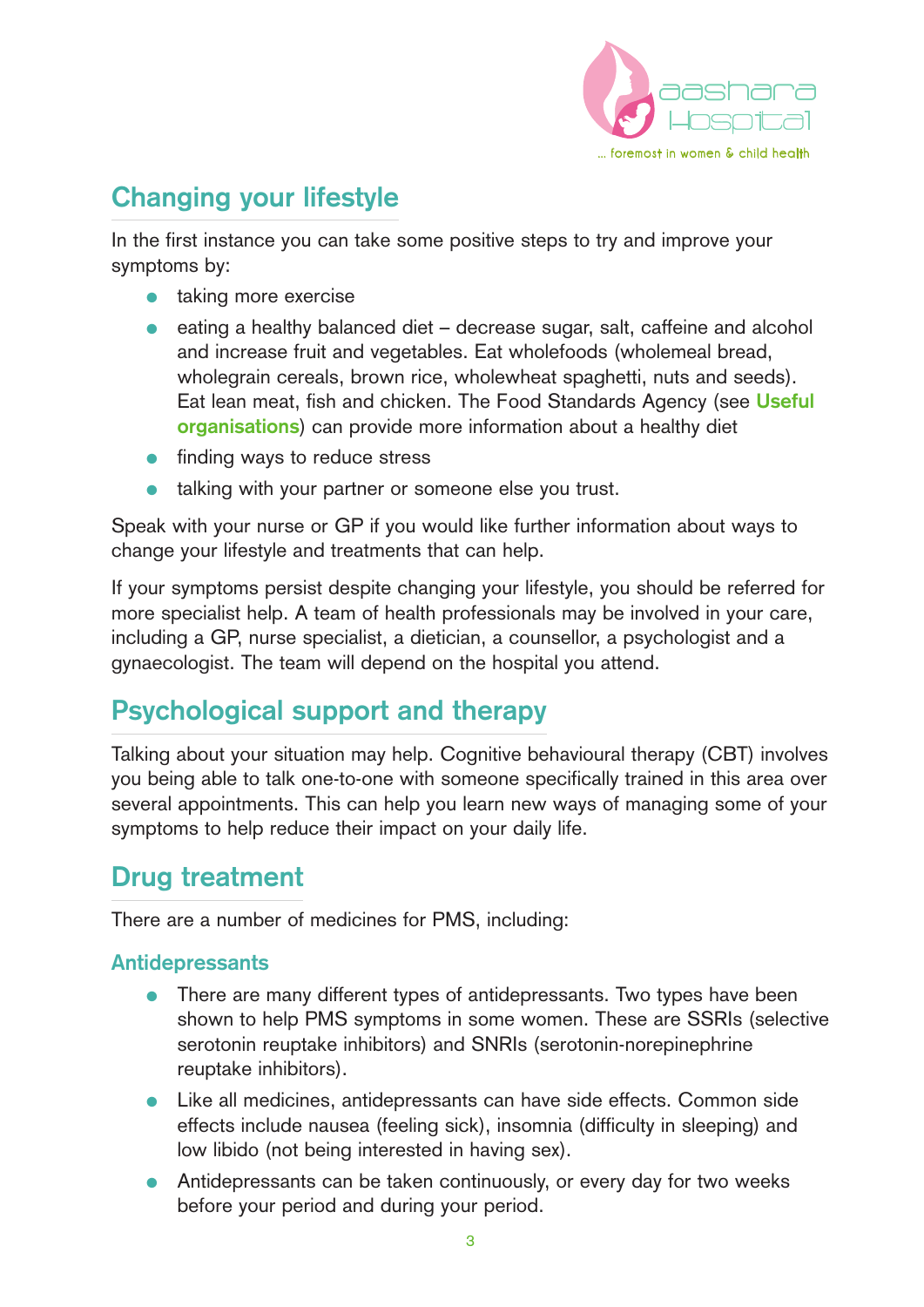## Changing your lifestyle

In the first instance you can take some positive steps to try and improve your symptoms by:

- taking more exercise
- eating a healthy balanced diet – decrease sugar, salt, caffeine and alcohol and increase fruit and vegetables. Eat wholefoods (wholemeal bread, wholegrain cereals, brown rice, wholewheat spaghetti, nuts and seeds). Eat lean meat, fish and chicken. The Food Standards Agency (see **Useful organisations**) can provide more information about a healthy diet
- finding ways to reduce stress
- talking with your partner or someone else you trust.

Speak with your nurse or GP if you would like further information about ways to change your lifestyle and treatments that can help.

If your symptoms persist despite changing your lifestyle, you should be referred for more specialist help. A team of health professionals may be involved in your care, including a GP, nurse specialist, a dietician, a counsellor, a psychologist and a gynaecologist. The team will depend on the hospital you attend.

## Psychological support and therapy

Talking about your situation may help. Cognitive behavioural therapy (CBT) involves you being able to talk one-to-one with someone specifically trained in this area over several appointments. This can help you learn new ways of managing some of your symptoms to help reduce their impact on your daily life.

## Drug treatment

There are a number of medicines for PMS, including:

### Antidepressants

- There are many different types of antidepressants. Two types have been shown to help PMS symptoms in some women. These are SSRIs (selective serotonin reuptake inhibitors) and SNRIs (serotonin-norepinephrine reuptake inhibitors).
- Like all medicines, antidepressants can have side effects. Common side effects include nausea (feeling sick), insomnia (difficulty in sleeping) and low libido (not being interested in having sex).
- Antidepressants can be taken continuously, or every day for two weeks before your period and during your period.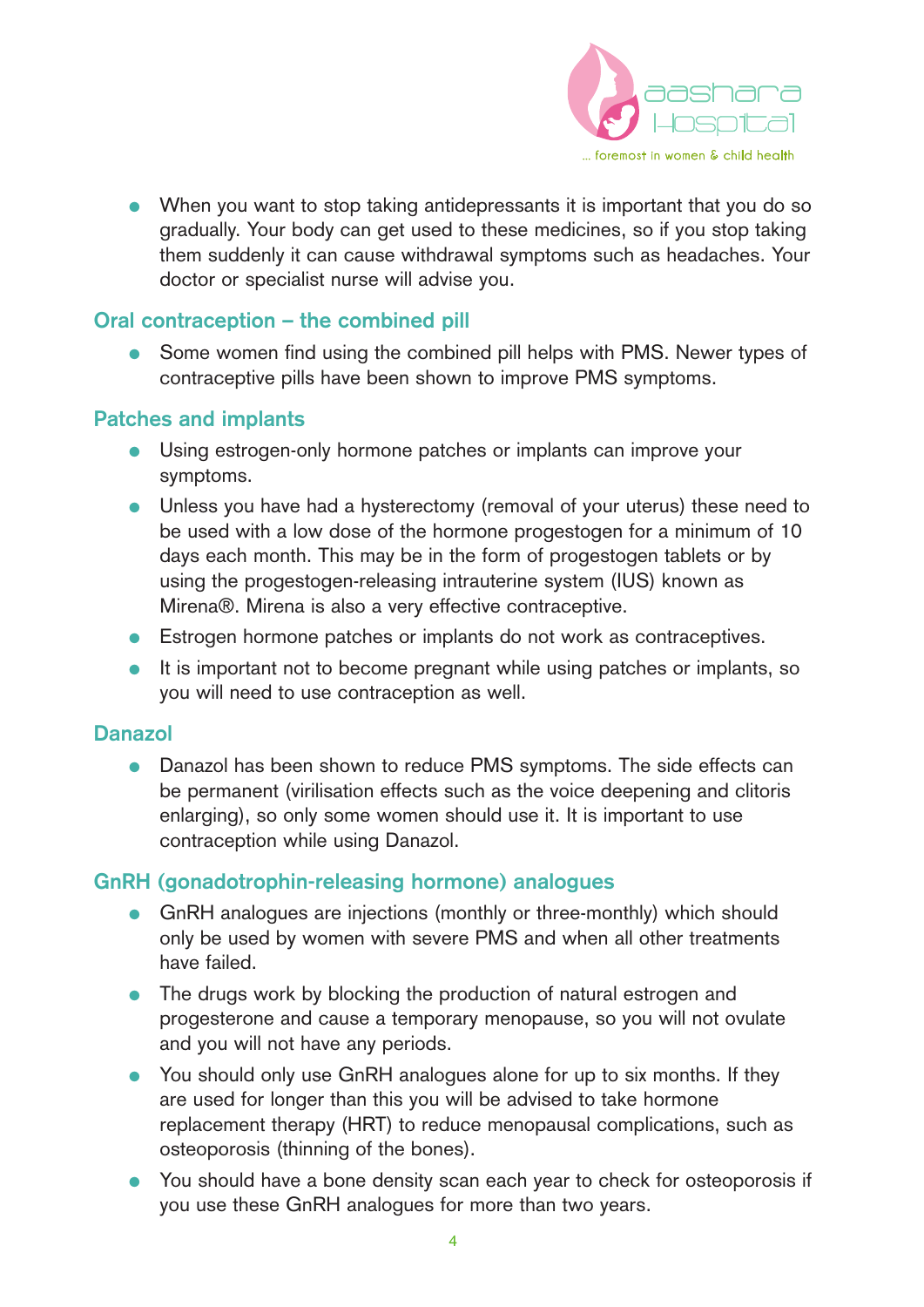- When you want to stop taking antidepressants it is important that you do so gradually. Your body can get used to these medicines, so if you stop taking them suddenly it can cause withdrawal symptoms such as headaches. Your doctor or specialist nurse will advise you.

## Oral contraception – the combined pill

- Some women find using the combined pill helps with PMS. Newer types of contraceptive pills have been shown to improve PMS symptoms.

## Patches and implants

- Using estrogen-only hormone patches or implants can improve your symptoms.
- Unless you have had a hysterectomy (removal of your uterus) these need to be used with a low dose of the hormone progestogen for a minimum of 10 days each month. This may be in the form of progestogen tablets or by using the progestogen-releasing intrauterine system (IUS) known as Mirena®. Mirena is also a very effective contraceptive.
- Estrogen hormone patches or implants do not work as contraceptives.
- It is important not to become pregnant while using patches or implants, so you will need to use contraception as well.

## Danazol

- Danazol has been shown to reduce PMS symptoms. The side effects can be permanent (virilisation effects such as the voice deepening and clitoris enlarging), so only some women should use it. It is important to use contraception while using Danazol.

## GnRH (gonadotrophin-releasing hormone) analogues

- GnRH analogues are injections (monthly or three-monthly) which should only be used by women with severe PMS and when all other treatments have failed.
- The drugs work by blocking the production of natural estrogen and progesterone and cause a temporary menopause, so you will not ovulate and you will not have any periods.
- You should only use GnRH analogues alone for up to six months. If they are used for longer than this you will be advised to take hormone replacement therapy (HRT) to reduce menopausal complications, such as osteoporosis (thinning of the bones).
- You should have a bone density scan each year to check for osteoporosis if you use these GnRH analogues for more than two years.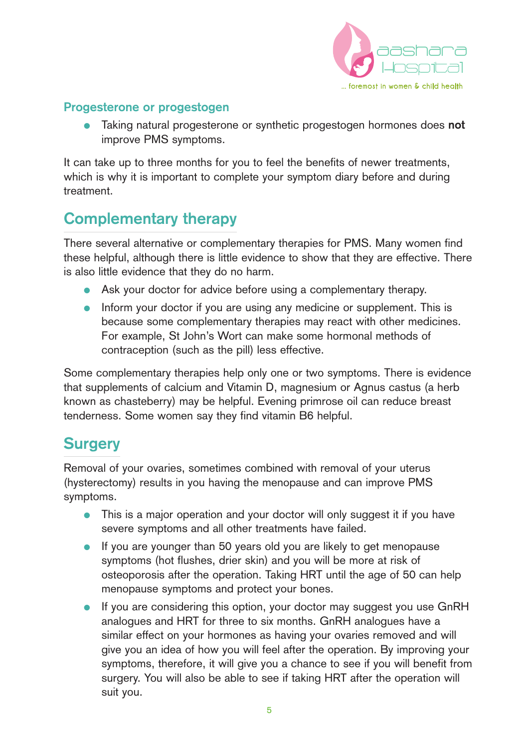### Progesterone or progestogen

- Taking natural progesterone or synthetic progestogen hormones does **not** improve PMS symptoms.

It can take up to three months for you to feel the benefits of newer treatments, which is why it is important to complete your symptom diary before and during treatment.

## Complementary therapy

There several alternative or complementary therapies for PMS. Many women find these helpful, although there is little evidence to show that they are effective. There is also little evidence that they do no harm.

- Ask your doctor for advice before using a complementary therapy.
- Inform your doctor if you are using any medicine or supplement. This is because some complementary therapies may react with other medicines. For example, St John's Wort can make some hormonal methods of contraception (such as the pill) less effective.

Some complementary therapies help only one or two symptoms. There is evidence that supplements of calcium and Vitamin D, magnesium or Agnus castus (a herb known as chasteberry) may be helpful. Evening primrose oil can reduce breast tenderness. Some women say they find vitamin B6 helpful.

## Surgery

Removal of your ovaries, sometimes combined with removal of your uterus (hysterectomy) results in you having the menopause and can improve PMS symptoms.

- This is a major operation and your doctor will only suggest it if you have severe symptoms and all other treatments have failed.
- If you are younger than 50 years old you are likely to get menopause symptoms (hot flushes, drier skin) and you will be more at risk of osteoporosis after the operation. Taking HRT until the age of 50 can help menopause symptoms and protect your bones.
- If you are considering this option, your doctor may suggest you use GnRH analogues and HRT for three to six months. GnRH analogues have a similar effect on your hormones as having your ovaries removed and will give you an idea of how you will feel after the operation. By improving your symptoms, therefore, it will give you a chance to see if you will benefit from surgery. You will also be able to see if taking HRT after the operation will suit you.